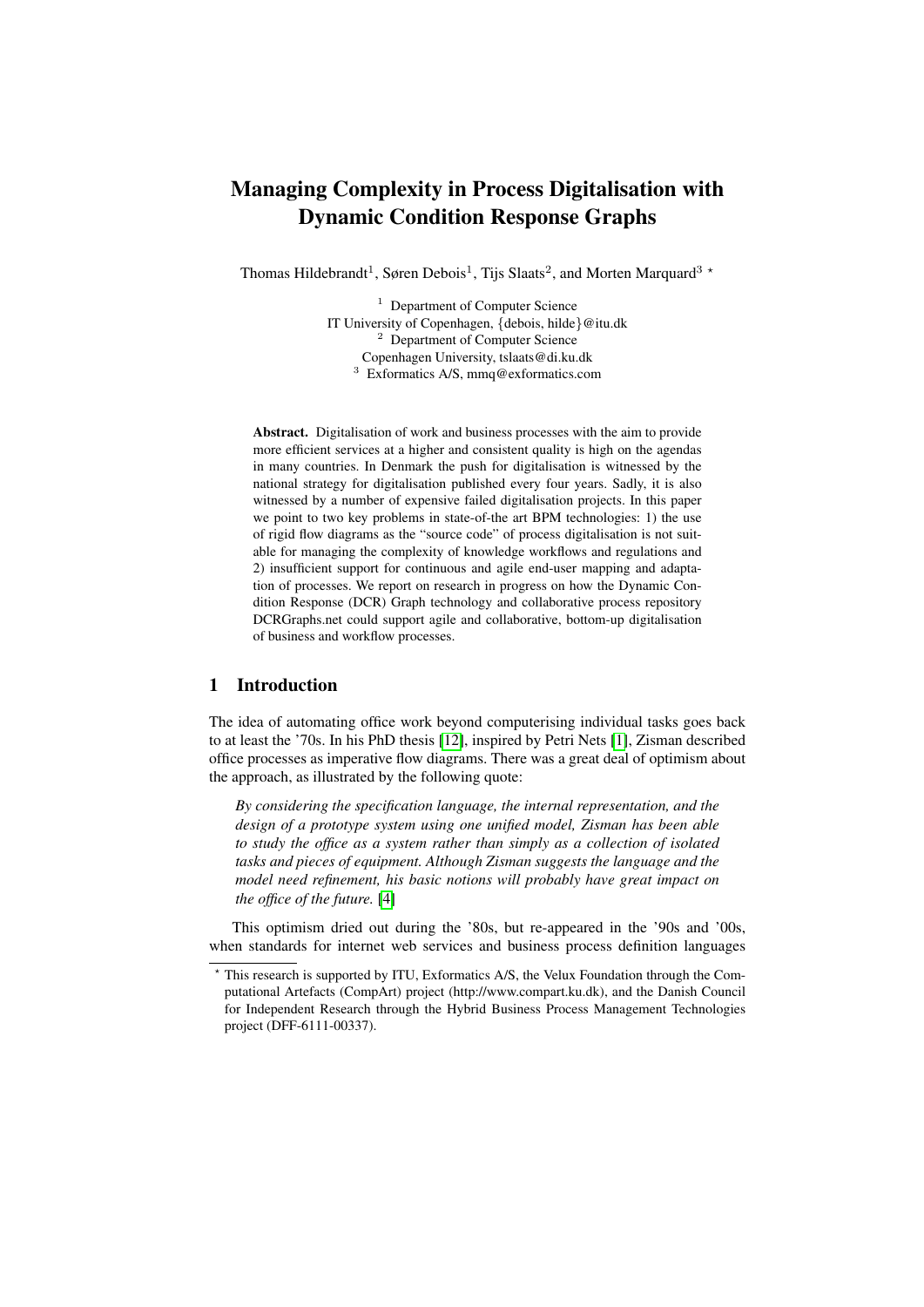# Managing Complexity in Process Digitalisation with Dynamic Condition Response Graphs

Thomas Hildebrandt[1], Søren Debois[1], Tijs Slaats[2], and Morten Marquard[3] *

[1] Department of Computer Science
IT University of Copenhagen, {debois, hilde}@itu.dk
[2] Department of Computer Science
Copenhagen University, tslaats@di.ku.dk
[3] Exformatics A/S, mmq@exformatics.com

**Abstract.** Digitalisation of work and business processes with the aim to provide more efficient services at a higher and consistent quality is high on the agendas in many countries. In Denmark the push for digitalisation is witnessed by the national strategy for digitalisation published every four years. Sadly, it is also witnessed by a number of expensive failed digitalisation projects. In this paper we point to two key problems in state-of-the art BPM technologies: 1) the use of rigid flow diagrams as the "source code" of process digitalisation is not suitable for managing the complexity of knowledge workflows and regulations and 2) insufficient support for continuous and agile end-user mapping and adaptation of processes. We report on research in progress on how the Dynamic Condition Response (DCR) Graph technology and collaborative process repository DCRGraphs.net could support agile and collaborative, bottom-up digitalisation of business and workflow processes.

## 1 Introduction

The idea of automating office work beyond computerising individual tasks goes back to at least the '70s. In his PhD thesis [12], inspired by Petri Nets [1], Zisman described office processes as imperative flow diagrams. There was a great deal of optimism about the approach, as illustrated by the following quote:

> *By considering the specification language, the internal representation, and the design of a prototype system using one unified model, Zisman has been able to study the office as a system rather than simply as a collection of isolated tasks and pieces of equipment. Although Zisman suggests the language and the model need refinement, his basic notions will probably have great impact on the office of the future.* [4]

This optimism dried out during the '80s, but re-appeared in the '90s and '00s, when standards for internet web services and business process definition languages

---

* This research is supported by ITU, Exformatics A/S, the Velux Foundation through the Computational Artefacts (CompArt) project (http://www.compart.ku.dk), and the Danish Council for Independent Research through the Hybrid Business Process Management Technologies project (DFF-6111-00337).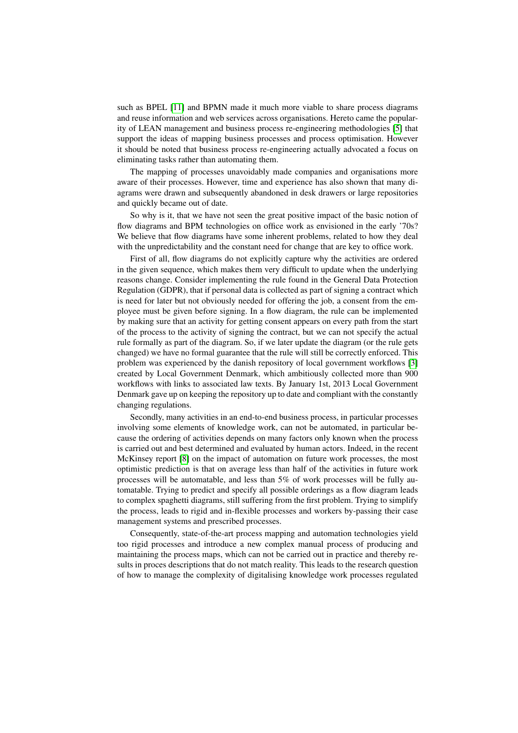such as BPEL [11] and BPMN made it much more viable to share process diagrams and reuse information and web services across organisations. Hereto came the popularity of LEAN management and business process re-engineering methodologies [5] that support the ideas of mapping business processes and process optimisation. However it should be noted that business process re-engineering actually advocated a focus on eliminating tasks rather than automating them.

The mapping of processes unavoidably made companies and organisations more aware of their processes. However, time and experience has also shown that many diagrams were drawn and subsequently abandoned in desk drawers or large repositories and quickly became out of date.

So why is it, that we have not seen the great positive impact of the basic notion of flow diagrams and BPM technologies on office work as envisioned in the early '70s? We believe that flow diagrams have some inherent problems, related to how they deal with the unpredictability and the constant need for change that are key to office work.

First of all, flow diagrams do not explicitly capture why the activities are ordered in the given sequence, which makes them very difficult to update when the underlying reasons change. Consider implementing the rule found in the General Data Protection Regulation (GDPR), that if personal data is collected as part of signing a contract which is need for later but not obviously needed for offering the job, a consent from the employee must be given before signing. In a flow diagram, the rule can be implemented by making sure that an activity for getting consent appears on every path from the start of the process to the activity of signing the contract, but we can not specify the actual rule formally as part of the diagram. So, if we later update the diagram (or the rule gets changed) we have no formal guarantee that the rule will still be correctly enforced. This problem was experienced by the danish repository of local government workflows [3] created by Local Government Denmark, which ambitiously collected more than 900 workflows with links to associated law texts. By January 1st, 2013 Local Government Denmark gave up on keeping the repository up to date and compliant with the constantly changing regulations.

Secondly, many activities in an end-to-end business process, in particular processes involving some elements of knowledge work, can not be automated, in particular because the ordering of activities depends on many factors only known when the process is carried out and best determined and evaluated by human actors. Indeed, in the recent McKinsey report [8] on the impact of automation on future work processes, the most optimistic prediction is that on average less than half of the activities in future work processes will be automatable, and less than 5% of work processes will be fully automatable. Trying to predict and specify all possible orderings as a flow diagram leads to complex spaghetti diagrams, still suffering from the first problem. Trying to simplify the process, leads to rigid and in-flexible processes and workers by-passing their case management systems and prescribed processes.

Consequently, state-of-the-art process mapping and automation technologies yield too rigid processes and introduce a new complex manual process of producing and maintaining the process maps, which can not be carried out in practice and thereby results in proces descriptions that do not match reality. This leads to the research question of how to manage the complexity of digitalising knowledge work processes regulated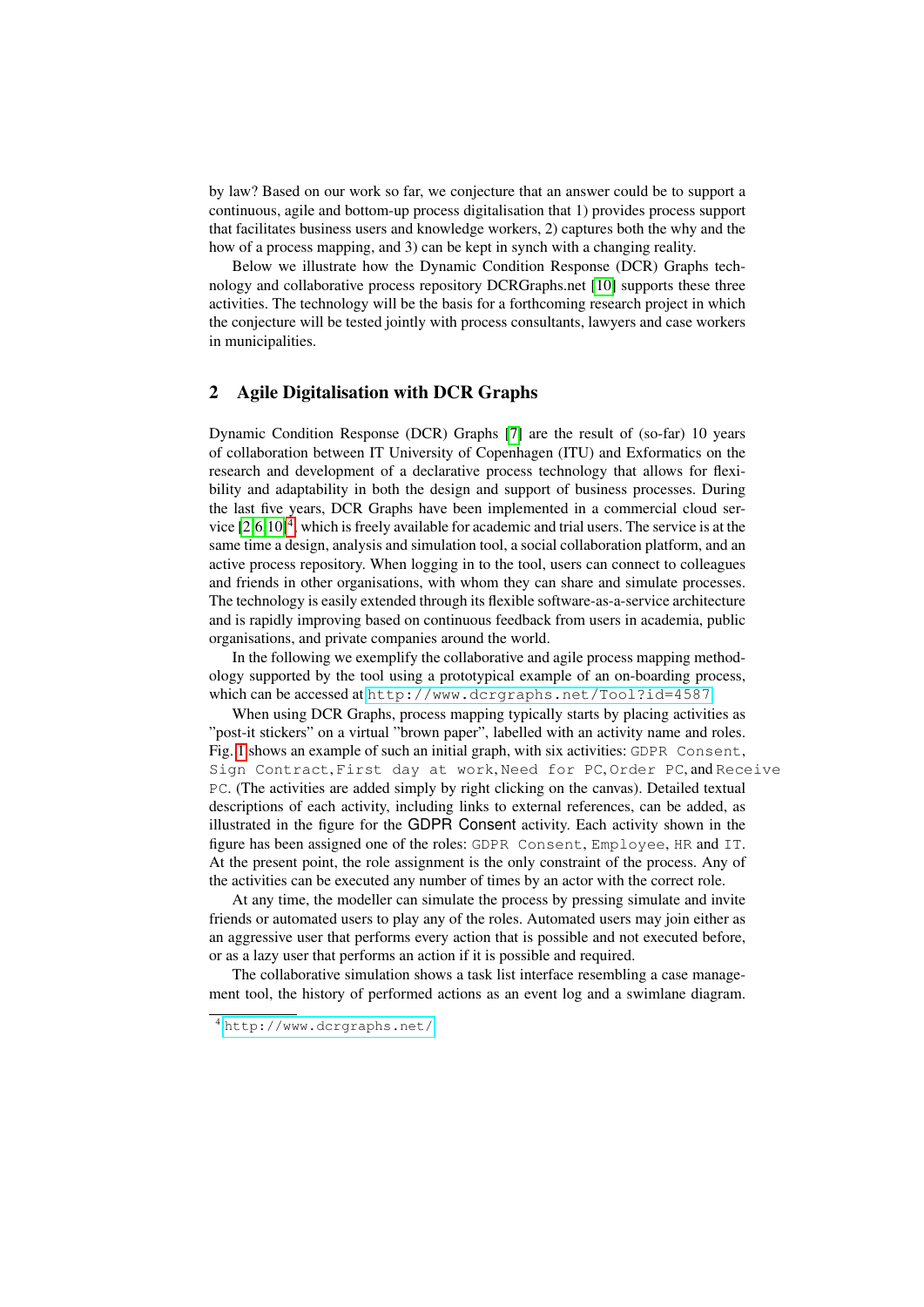by law? Based on our work so far, we conjecture that an answer could be to support a continuous, agile and bottom-up process digitalisation that 1) provides process support that facilitates business users and knowledge workers, 2) captures both the why and the how of a process mapping, and 3) can be kept in synch with a changing reality.

Below we illustrate how the Dynamic Condition Response (DCR) Graphs technology and collaborative process repository DCRGraphs.net [10] supports these three activities. The technology will be the basis for a forthcoming research project in which the conjecture will be tested jointly with process consultants, lawyers and case workers in municipalities.

## 2 Agile Digitalisation with DCR Graphs

Dynamic Condition Response (DCR) Graphs [7] are the result of (so-far) 10 years of collaboration between IT University of Copenhagen (ITU) and Exformatics on the research and development of a declarative process technology that allows for flexibility and adaptability in both the design and support of business processes. During the last five years, DCR Graphs have been implemented in a commercial cloud service [2,6,10][4], which is freely available for academic and trial users. The service is at the same time a design, analysis and simulation tool, a social collaboration platform, and an active process repository. When logging in to the tool, users can connect to colleagues and friends in other organisations, with whom they can share and simulate processes. The technology is easily extended through its flexible software-as-a-service architecture and is rapidly improving based on continuous feedback from users in academia, public organisations, and private companies around the world.

In the following we exemplify the collaborative and agile process mapping methodology supported by the tool using a prototypical example of an on-boarding process, which can be accessed at `http://www.dcrgraphs.net/Tool?id=4587`

When using DCR Graphs, process mapping typically starts by placing activities as "post-it stickers" on a virtual "brown paper", labelled with an activity name and roles. Fig. 1 shows an example of such an initial graph, with six activities: `GDPR Consent`, `Sign Contract`, `First day at work`, `Need for PC`, `Order PC`, and `Receive PC`. (The activities are added simply by right clicking on the canvas). Detailed textual descriptions of each activity, including links to external references, can be added, as illustrated in the figure for the GDPR Consent activity. Each activity shown in the figure has been assigned one of the roles: `GDPR Consent`, `Employee`, `HR` and `IT`. At the present point, the role assignment is the only constraint of the process. Any of the activities can be executed any number of times by an actor with the correct role.

At any time, the modeller can simulate the process by pressing simulate and invite friends or automated users to play any of the roles. Automated users may join either as an aggressive user that performs every action that is possible and not executed before, or as a lazy user that performs an action if it is possible and required.

The collaborative simulation shows a task list interface resembling a case management tool, the history of performed actions as an event log and a swimlane diagram.

[4] `http://www.dcrgraphs.net/`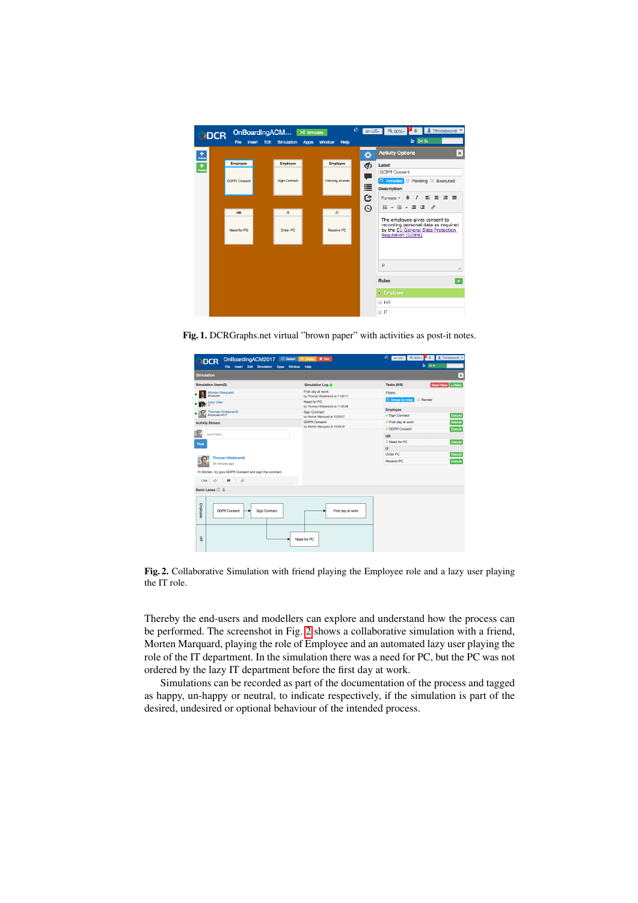**Fig. 1.** DCRGraphs.net virtual "brown paper" with activities as post-it notes.

**Fig. 2.** Collaborative Simulation with friend playing the Employee role and a lazy user playing the IT role.

Thereby the end-users and modellers can explore and understand how the process can be performed. The screenshot in Fig. 2 shows a collaborative simulation with a friend, Morten Marquard, playing the role of Employee and an automated lazy user playing the role of the IT department. In the simulation there was a need for PC, but the PC was not ordered by the lazy IT department before the first day at work.

Simulations can be recorded as part of the documentation of the process and tagged as happy, un-happy or neutral, to indicate respectively, if the simulation is part of the desired, undesired or optional behaviour of the intended process.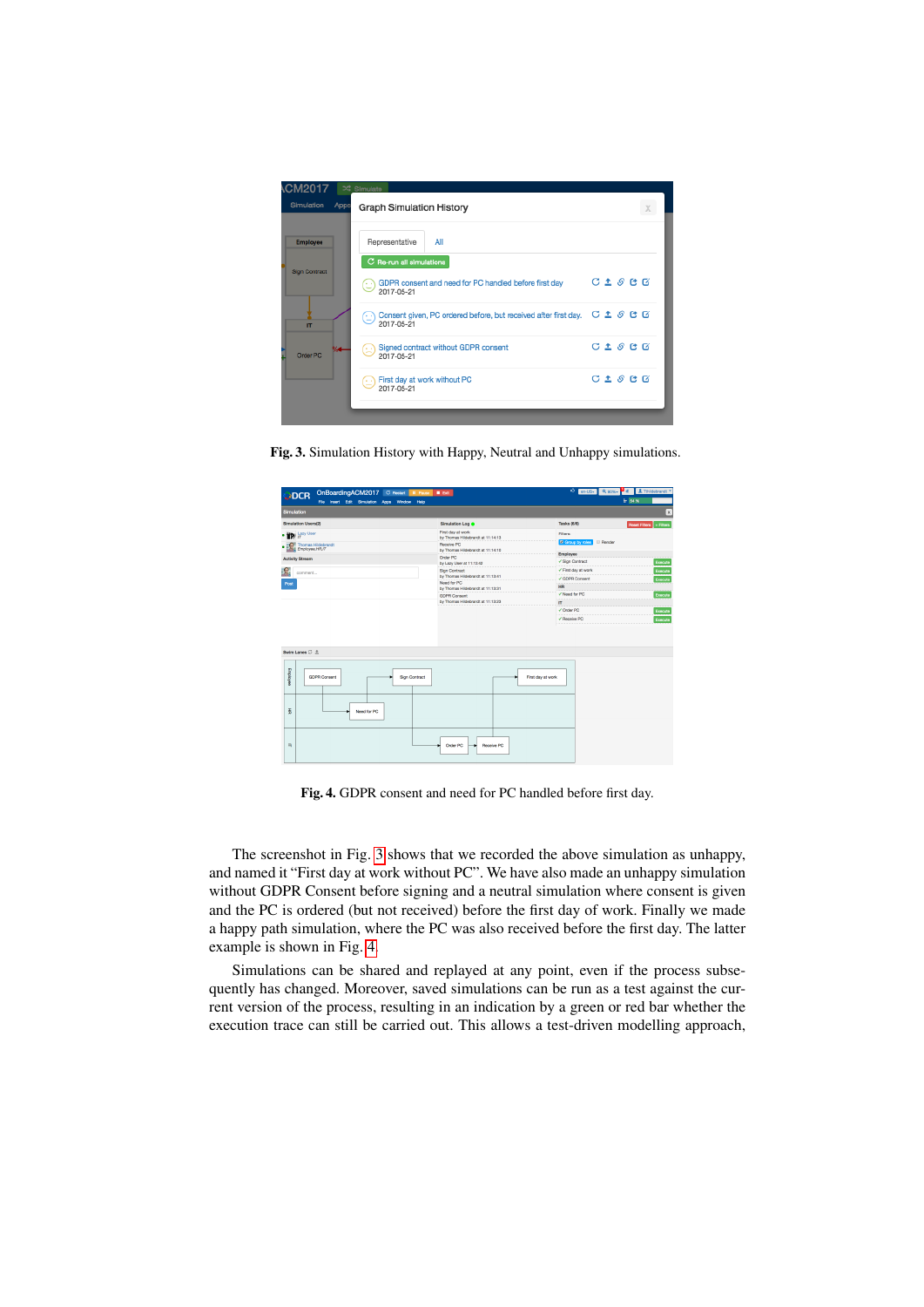**Fig. 3.** Simulation History with Happy, Neutral and Unhappy simulations.

**Fig. 4.** GDPR consent and need for PC handled before first day.

The screenshot in Fig. 3 shows that we recorded the above simulation as unhappy, and named it "First day at work without PC". We have also made an unhappy simulation without GDPR Consent before signing and a neutral simulation where consent is given and the PC is ordered (but not received) before the first day of work. Finally we made a happy path simulation, where the PC was also received before the first day. The latter example is shown in Fig. 4.

Simulations can be shared and replayed at any point, even if the process subsequently has changed. Moreover, saved simulations can be run as a test against the current version of the process, resulting in an indication by a green or red bar whether the execution trace can still be carried out. This allows a test-driven modelling approach,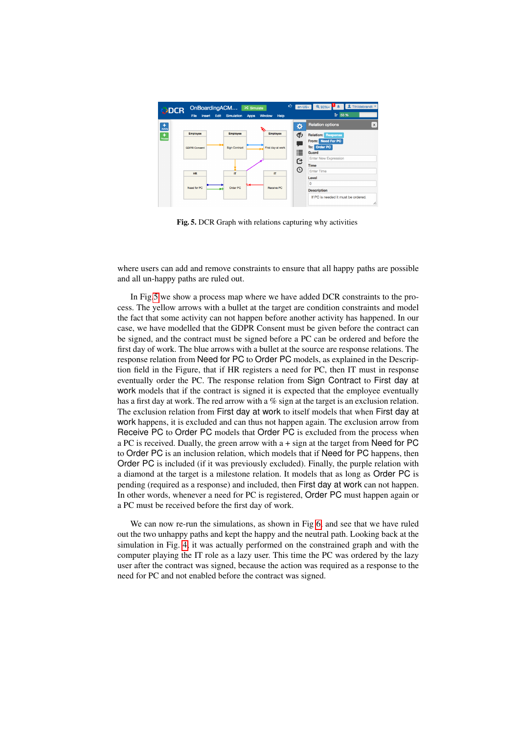**Fig. 5.** DCR Graph with relations capturing why activities

where users can add and remove constraints to ensure that all happy paths are possible and all un-happy paths are ruled out.

In Fig. 5 we show a process map where we have added DCR constraints to the process. The yellow arrows with a bullet at the target are condition constraints and model the fact that some activity can not happen before another activity has happened. In our case, we have modelled that the GDPR Consent must be given before the contract can be signed, and the contract must be signed before a PC can be ordered and before the first day of work. The blue arrows with a bullet at the source are response relations. The response relation from Need for PC to Order PC models, as explained in the Description field in the Figure, that if HR registers a need for PC, then IT must in response eventually order the PC. The response relation from Sign Contract to First day at work models that if the contract is signed it is expected that the employee eventually has a first day at work. The red arrow with a % sign at the target is an exclusion relation. The exclusion relation from First day at work to itself models that when First day at work happens, it is excluded and can thus not happen again. The exclusion arrow from Receive PC to Order PC models that Order PC is excluded from the process when a PC is received. Dually, the green arrow with a + sign at the target from Need for PC to Order PC is an inclusion relation, which models that if Need for PC happens, then Order PC is included (if it was previously excluded). Finally, the purple relation with a diamond at the target is a milestone relation. It models that as long as Order PC is pending (required as a response) and included, then First day at work can not happen. In other words, whenever a need for PC is registered, Order PC must happen again or a PC must be received before the first day of work.

We can now re-run the simulations, as shown in Fig 6, and see that we have ruled out the two unhappy paths and kept the happy and the neutral path. Looking back at the simulation in Fig. 4, it was actually performed on the constrained graph and with the computer playing the IT role as a lazy user. This time the PC was ordered by the lazy user after the contract was signed, because the action was required as a response to the need for PC and not enabled before the contract was signed.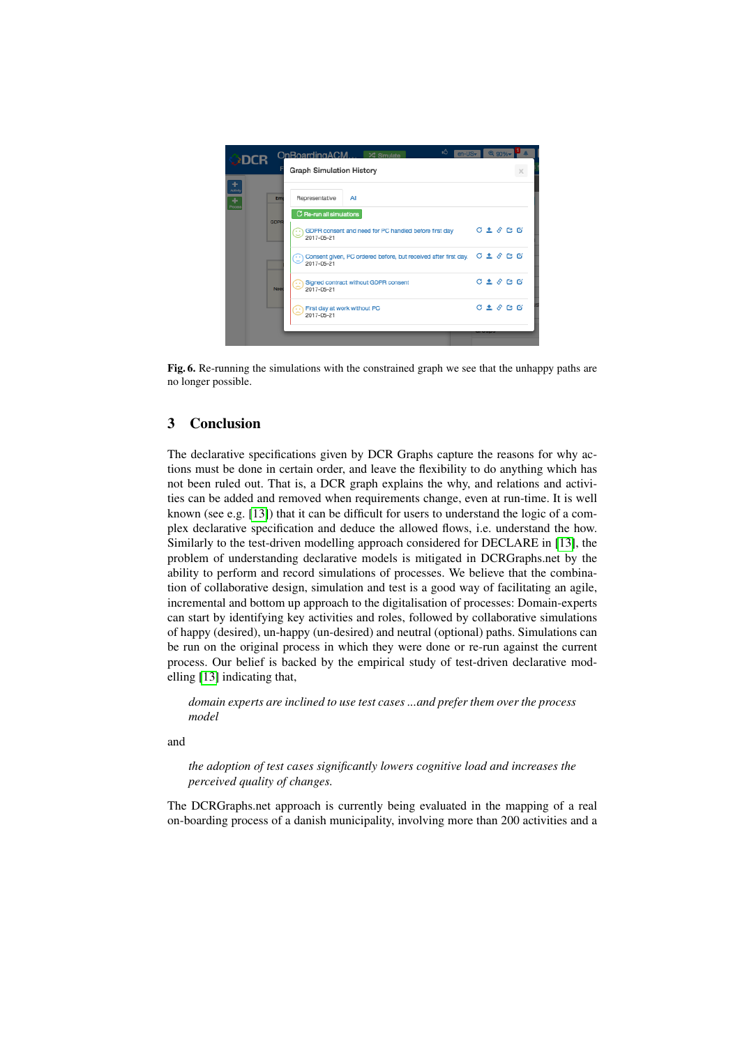**Fig. 6.** Re-running the simulations with the constrained graph we see that the unhappy paths are no longer possible.

## 3 Conclusion

The declarative specifications given by DCR Graphs capture the reasons for why actions must be done in certain order, and leave the flexibility to do anything which has not been ruled out. That is, a DCR graph explains the why, and relations and activities can be added and removed when requirements change, even at run-time. It is well known (see e.g. [13]) that it can be difficult for users to understand the logic of a complex declarative specification and deduce the allowed flows, i.e. understand the how. Similarly to the test-driven modelling approach considered for DECLARE in [13], the problem of understanding declarative models is mitigated in DCRGraphs.net by the ability to perform and record simulations of processes. We believe that the combination of collaborative design, simulation and test is a good way of facilitating an agile, incremental and bottom up approach to the digitalisation of processes: Domain-experts can start by identifying key activities and roles, followed by collaborative simulations of happy (desired), un-happy (un-desired) and neutral (optional) paths. Simulations can be run on the original process in which they were done or re-run against the current process. Our belief is backed by the empirical study of test-driven declarative modelling [13] indicating that,

> *domain experts are inclined to use test cases ...and prefer them over the process model*

and

> *the adoption of test cases significantly lowers cognitive load and increases the perceived quality of changes.*

The DCRGraphs.net approach is currently being evaluated in the mapping of a real on-boarding process of a danish municipality, involving more than 200 activities and a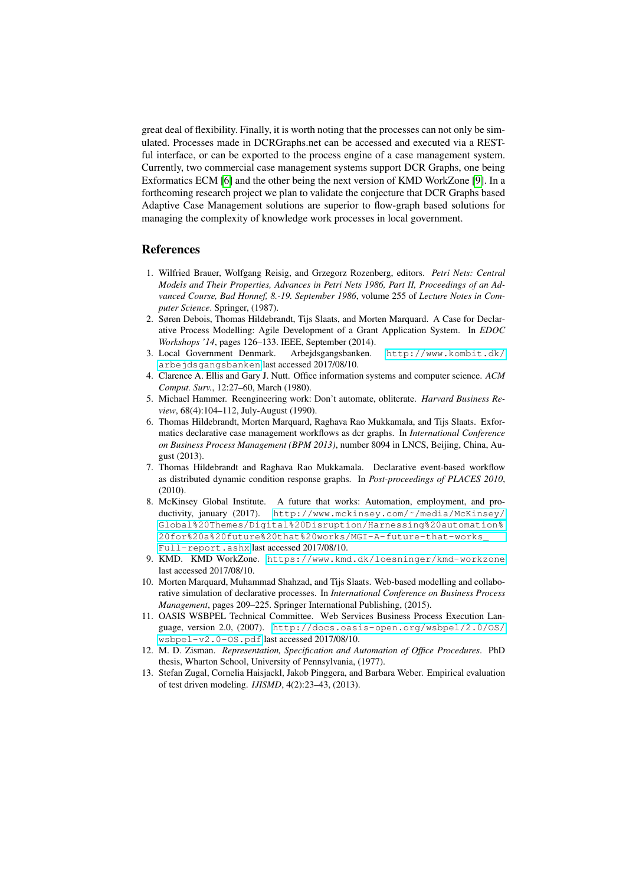great deal of flexibility. Finally, it is worth noting that the processes can not only be simulated. Processes made in DCRGraphs.net can be accessed and executed via a RESTful interface, or can be exported to the process engine of a case management system. Currently, two commercial case management systems support DCR Graphs, one being Exformatics ECM [6] and the other being the next version of KMD WorkZone [9]. In a forthcoming research project we plan to validate the conjecture that DCR Graphs based Adaptive Case Management solutions are superior to flow-graph based solutions for managing the complexity of knowledge work processes in local government.

## References

1. Wilfried Brauer, Wolfgang Reisig, and Grzegorz Rozenberg, editors. *Petri Nets: Central Models and Their Properties, Advances in Petri Nets 1986, Part II, Proceedings of an Advanced Course, Bad Honnef, 8.-19. September 1986*, volume 255 of *Lecture Notes in Computer Science*. Springer, (1987).
2. Søren Debois, Thomas Hildebrandt, Tijs Slaats, and Morten Marquard. A Case for Declarative Process Modelling: Agile Development of a Grant Application System. In *EDOC Workshops '14*, pages 126–133. IEEE, September (2014).
3. Local Government Denmark. Arbejdsgangsbanken. `http://www.kombit.dk/arbejdsgangsbanken` last accessed 2017/08/10.
4. Clarence A. Ellis and Gary J. Nutt. Office information systems and computer science. *ACM Comput. Surv.*, 12:27–60, March (1980).
5. Michael Hammer. Reengineering work: Don't automate, obliterate. *Harvard Business Review*, 68(4):104–112, July-August (1990).
6. Thomas Hildebrandt, Morten Marquard, Raghava Rao Mukkamala, and Tijs Slaats. Exformatics declarative case management workflows as dcr graphs. In *International Conference on Business Process Management (BPM 2013)*, number 8094 in LNCS, Beijing, China, August (2013).
7. Thomas Hildebrandt and Raghava Rao Mukkamala. Declarative event-based workflow as distributed dynamic condition response graphs. In *Post-proceedings of PLACES 2010*, (2010).
8. McKinsey Global Institute. A future that works: Automation, employment, and productivity, january (2017). `http://www.mckinsey.com/~/media/McKinsey/Global%20Themes/Digital%20Disruption/Harnessing%20automation%20for%20a%20future%20that%20works/MGI-A-future-that-works_Full-report.ashx` last accessed 2017/08/10.
9. KMD. KMD WorkZone. `https://www.kmd.dk/loesninger/kmd-workzone` last accessed 2017/08/10.
10. Morten Marquard, Muhammad Shahzad, and Tijs Slaats. Web-based modelling and collaborative simulation of declarative processes. In *International Conference on Business Process Management*, pages 209–225. Springer International Publishing, (2015).
11. OASIS WSBPEL Technical Committee. Web Services Business Process Execution Language, version 2.0, (2007). `http://docs.oasis-open.org/wsbpel/2.0/OS/wsbpel-v2.0-OS.pdf` last accessed 2017/08/10.
12. M. D. Zisman. *Representation, Specification and Automation of Office Procedures*. PhD thesis, Wharton School, University of Pennsylvania, (1977).
13. Stefan Zugal, Cornelia Haisjackl, Jakob Pinggera, and Barbara Weber. Empirical evaluation of test driven modeling. *IJISMD*, 4(2):23–43, (2013).